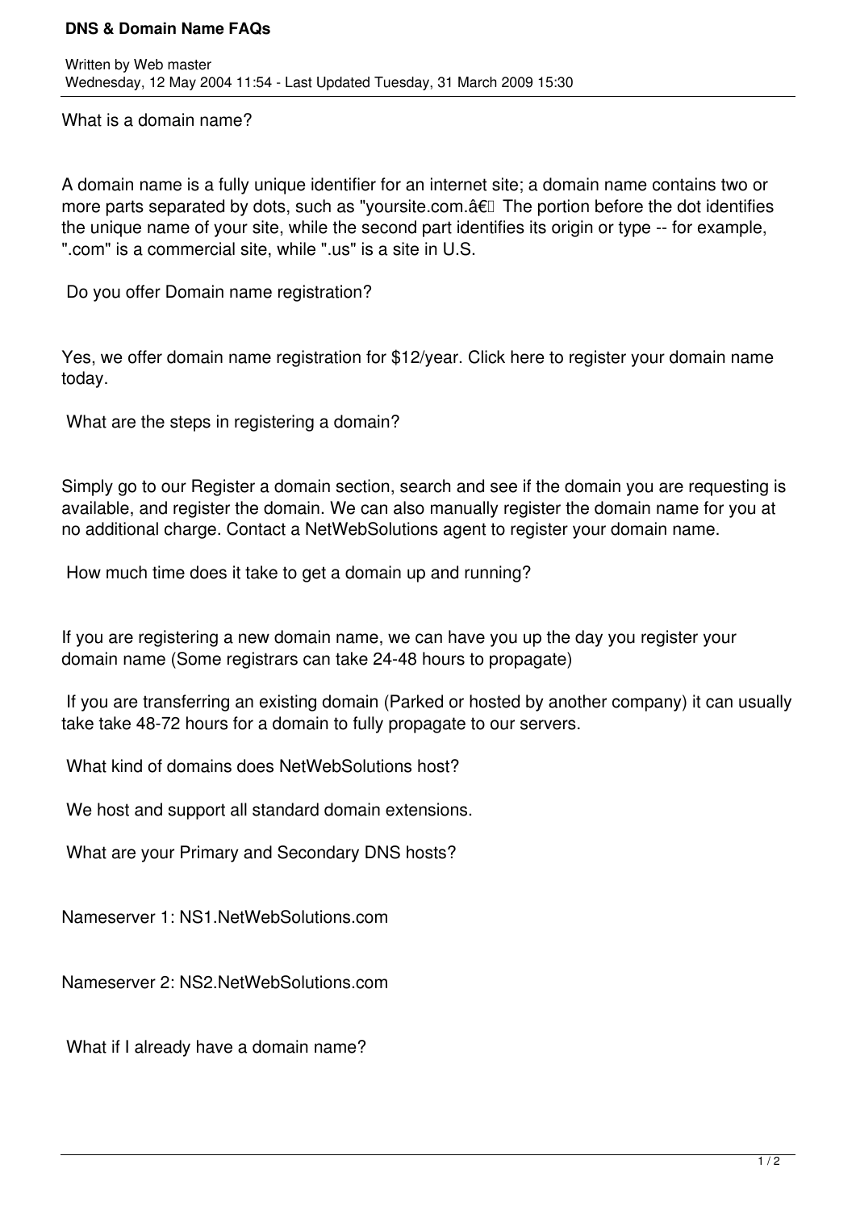# DNS & Domain Name FAQs

Written by Web master
Wednesday, 12 May 2004 11:54 - Last Updated Tuesday, 31 March 2009 15:30

What is a domain name?

A domain name is a fully unique identifier for an internet site; a domain name contains two or more parts separated by dots, such as "yoursite.com.â€ The portion before the dot identifies the unique name of your site, while the second part identifies its origin or type -- for example, ".com" is a commercial site, while ".us" is a site in U.S.

Do you offer Domain name registration?

Yes, we offer domain name registration for $12/year. Click here to register your domain name today.

What are the steps in registering a domain?

Simply go to our Register a domain section, search and see if the domain you are requesting is available, and register the domain. We can also manually register the domain name for you at no additional charge. Contact a NetWebSolutions agent to register your domain name.

How much time does it take to get a domain up and running?

If you are registering a new domain name, we can have you up the day you register your domain name (Some registrars can take 24-48 hours to propagate)

If you are transferring an existing domain (Parked or hosted by another company) it can usually take take 48-72 hours for a domain to fully propagate to our servers.

What kind of domains does NetWebSolutions host?

We host and support all standard domain extensions.

What are your Primary and Secondary DNS hosts?

Nameserver 1: NS1.NetWebSolutions.com

Nameserver 2: NS2.NetWebSolutions.com

What if I already have a domain name?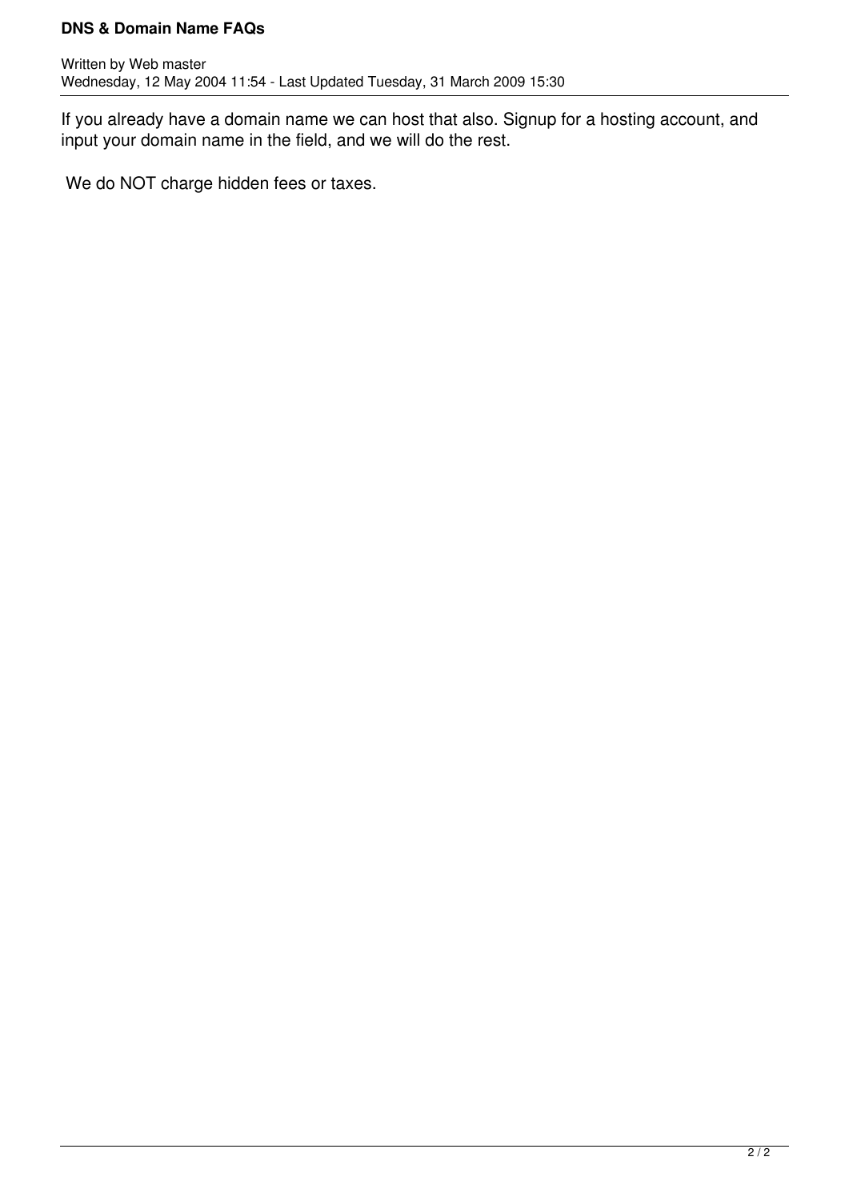If you already have a domain name we can host that also. Signup for a hosting account, and input your domain name in the field, and we will do the rest.

We do NOT charge hidden fees or taxes.